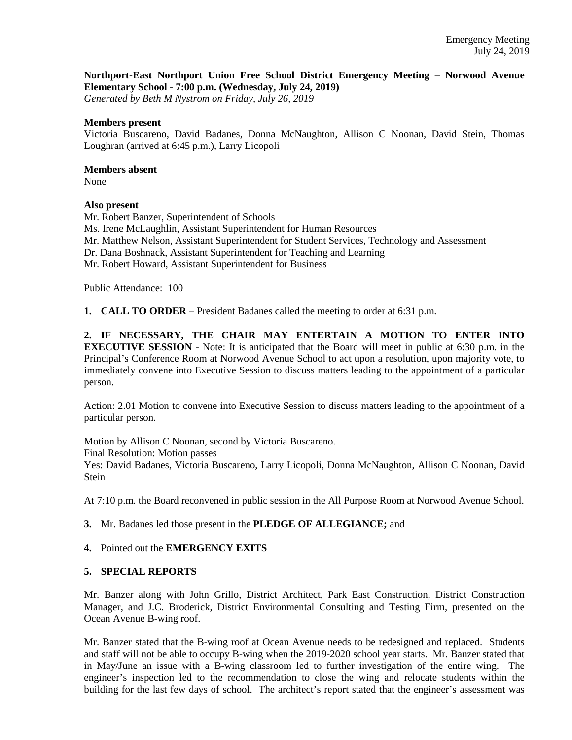Emergency Meeting
July 24, 2019

**Northport-East Northport Union Free School District Emergency Meeting – Norwood Avenue Elementary School - 7:00 p.m. (Wednesday, July 24, 2019)**
*Generated by Beth M Nystrom on Friday, July 26, 2019*

**Members present**
Victoria Buscareno, David Badanes, Donna McNaughton, Allison C Noonan, David Stein, Thomas Loughran (arrived at 6:45 p.m.), Larry Licopoli

**Members absent**
None

**Also present**
Mr. Robert Banzer, Superintendent of Schools
Ms. Irene McLaughlin, Assistant Superintendent for Human Resources
Mr. Matthew Nelson, Assistant Superintendent for Student Services, Technology and Assessment
Dr. Dana Boshnack, Assistant Superintendent for Teaching and Learning
Mr. Robert Howard, Assistant Superintendent for Business

Public Attendance: 100

**1. CALL TO ORDER** – President Badanes called the meeting to order at 6:31 p.m.

**2. IF NECESSARY, THE CHAIR MAY ENTERTAIN A MOTION TO ENTER INTO EXECUTIVE SESSION** - Note: It is anticipated that the Board will meet in public at 6:30 p.m. in the Principal's Conference Room at Norwood Avenue School to act upon a resolution, upon majority vote, to immediately convene into Executive Session to discuss matters leading to the appointment of a particular person.

Action: 2.01 Motion to convene into Executive Session to discuss matters leading to the appointment of a particular person.

Motion by Allison C Noonan, second by Victoria Buscareno.
Final Resolution: Motion passes
Yes: David Badanes, Victoria Buscareno, Larry Licopoli, Donna McNaughton, Allison C Noonan, David Stein

At 7:10 p.m. the Board reconvened in public session in the All Purpose Room at Norwood Avenue School.

**3.** Mr. Badanes led those present in the **PLEDGE OF ALLEGIANCE;** and

**4.** Pointed out the **EMERGENCY EXITS**

**5. SPECIAL REPORTS**

Mr. Banzer along with John Grillo, District Architect, Park East Construction, District Construction Manager, and J.C. Broderick, District Environmental Consulting and Testing Firm, presented on the Ocean Avenue B-wing roof.

Mr. Banzer stated that the B-wing roof at Ocean Avenue needs to be redesigned and replaced. Students and staff will not be able to occupy B-wing when the 2019-2020 school year starts. Mr. Banzer stated that in May/June an issue with a B-wing classroom led to further investigation of the entire wing. The engineer's inspection led to the recommendation to close the wing and relocate students within the building for the last few days of school. The architect's report stated that the engineer's assessment was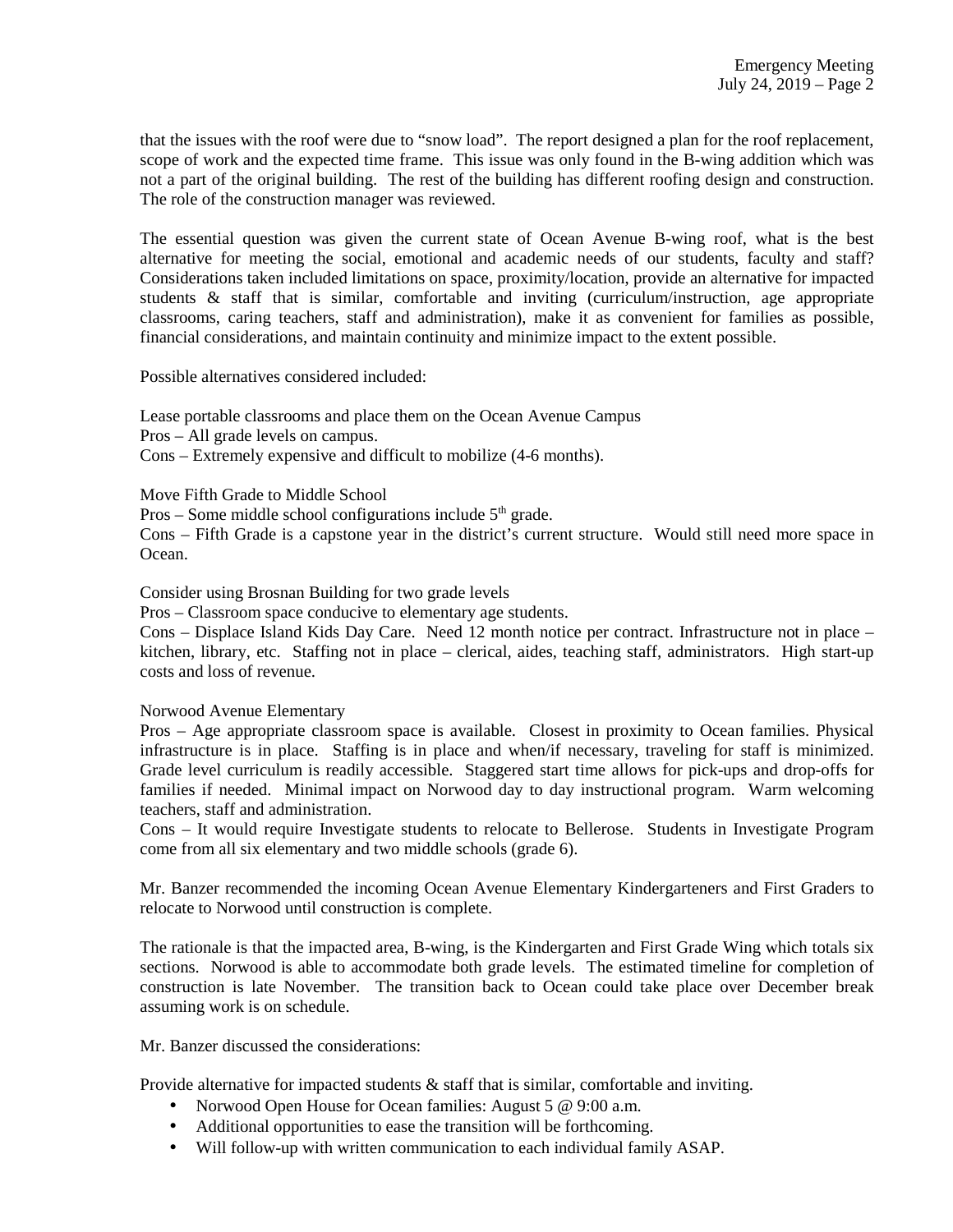that the issues with the roof were due to "snow load". The report designed a plan for the roof replacement, scope of work and the expected time frame. This issue was only found in the B-wing addition which was not a part of the original building. The rest of the building has different roofing design and construction. The role of the construction manager was reviewed.

The essential question was given the current state of Ocean Avenue B-wing roof, what is the best alternative for meeting the social, emotional and academic needs of our students, faculty and staff? Considerations taken included limitations on space, proximity/location, provide an alternative for impacted students & staff that is similar, comfortable and inviting (curriculum/instruction, age appropriate classrooms, caring teachers, staff and administration), make it as convenient for families as possible, financial considerations, and maintain continuity and minimize impact to the extent possible.

Possible alternatives considered included:

Lease portable classrooms and place them on the Ocean Avenue Campus
Pros – All grade levels on campus.
Cons – Extremely expensive and difficult to mobilize (4-6 months).

Move Fifth Grade to Middle School
Pros – Some middle school configurations include 5th grade.
Cons – Fifth Grade is a capstone year in the district's current structure. Would still need more space in Ocean.

Consider using Brosnan Building for two grade levels
Pros – Classroom space conducive to elementary age students.
Cons – Displace Island Kids Day Care. Need 12 month notice per contract. Infrastructure not in place – kitchen, library, etc. Staffing not in place – clerical, aides, teaching staff, administrators. High start-up costs and loss of revenue.

Norwood Avenue Elementary
Pros – Age appropriate classroom space is available. Closest in proximity to Ocean families. Physical infrastructure is in place. Staffing is in place and when/if necessary, traveling for staff is minimized. Grade level curriculum is readily accessible. Staggered start time allows for pick-ups and drop-offs for families if needed. Minimal impact on Norwood day to day instructional program. Warm welcoming teachers, staff and administration.
Cons – It would require Investigate students to relocate to Bellerose. Students in Investigate Program come from all six elementary and two middle schools (grade 6).

Mr. Banzer recommended the incoming Ocean Avenue Elementary Kindergarteners and First Graders to relocate to Norwood until construction is complete.

The rationale is that the impacted area, B-wing, is the Kindergarten and First Grade Wing which totals six sections. Norwood is able to accommodate both grade levels. The estimated timeline for completion of construction is late November. The transition back to Ocean could take place over December break assuming work is on schedule.

Mr. Banzer discussed the considerations:

Provide alternative for impacted students & staff that is similar, comfortable and inviting.

- Norwood Open House for Ocean families: August 5 @ 9:00 a.m.
- Additional opportunities to ease the transition will be forthcoming.
- Will follow-up with written communication to each individual family ASAP.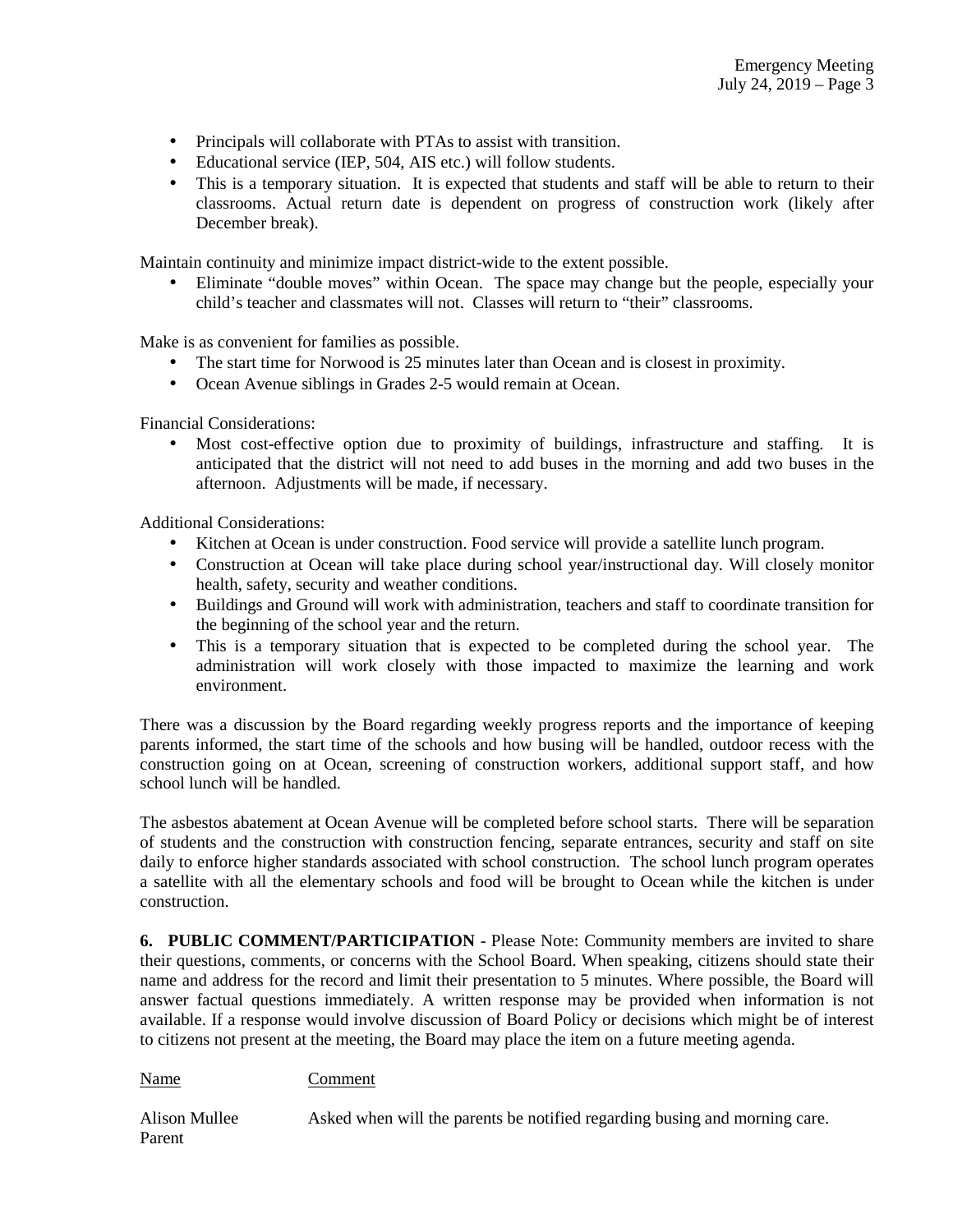- Principals will collaborate with PTAs to assist with transition.
- Educational service (IEP, 504, AIS etc.) will follow students.
- This is a temporary situation. It is expected that students and staff will be able to return to their classrooms. Actual return date is dependent on progress of construction work (likely after December break).

Maintain continuity and minimize impact district-wide to the extent possible.

- Eliminate "double moves" within Ocean. The space may change but the people, especially your child's teacher and classmates will not. Classes will return to "their" classrooms.

Make is as convenient for families as possible.

- The start time for Norwood is 25 minutes later than Ocean and is closest in proximity.
- Ocean Avenue siblings in Grades 2-5 would remain at Ocean.

Financial Considerations:

- Most cost-effective option due to proximity of buildings, infrastructure and staffing. It is anticipated that the district will not need to add buses in the morning and add two buses in the afternoon. Adjustments will be made, if necessary.

Additional Considerations:

- Kitchen at Ocean is under construction. Food service will provide a satellite lunch program.
- Construction at Ocean will take place during school year/instructional day. Will closely monitor health, safety, security and weather conditions.
- Buildings and Ground will work with administration, teachers and staff to coordinate transition for the beginning of the school year and the return.
- This is a temporary situation that is expected to be completed during the school year. The administration will work closely with those impacted to maximize the learning and work environment.

There was a discussion by the Board regarding weekly progress reports and the importance of keeping parents informed, the start time of the schools and how busing will be handled, outdoor recess with the construction going on at Ocean, screening of construction workers, additional support staff, and how school lunch will be handled.

The asbestos abatement at Ocean Avenue will be completed before school starts. There will be separation of students and the construction with construction fencing, separate entrances, security and staff on site daily to enforce higher standards associated with school construction. The school lunch program operates a satellite with all the elementary schools and food will be brought to Ocean while the kitchen is under construction.

**6. PUBLIC COMMENT/PARTICIPATION** - Please Note: Community members are invited to share their questions, comments, or concerns with the School Board. When speaking, citizens should state their name and address for the record and limit their presentation to 5 minutes. Where possible, the Board will answer factual questions immediately. A written response may be provided when information is not available. If a response would involve discussion of Board Policy or decisions which might be of interest to citizens not present at the meeting, the Board may place the item on a future meeting agenda.

| Name | Comment |
|---|---|
| Alison Mullee<br>Parent | Asked when will the parents be notified regarding busing and morning care. |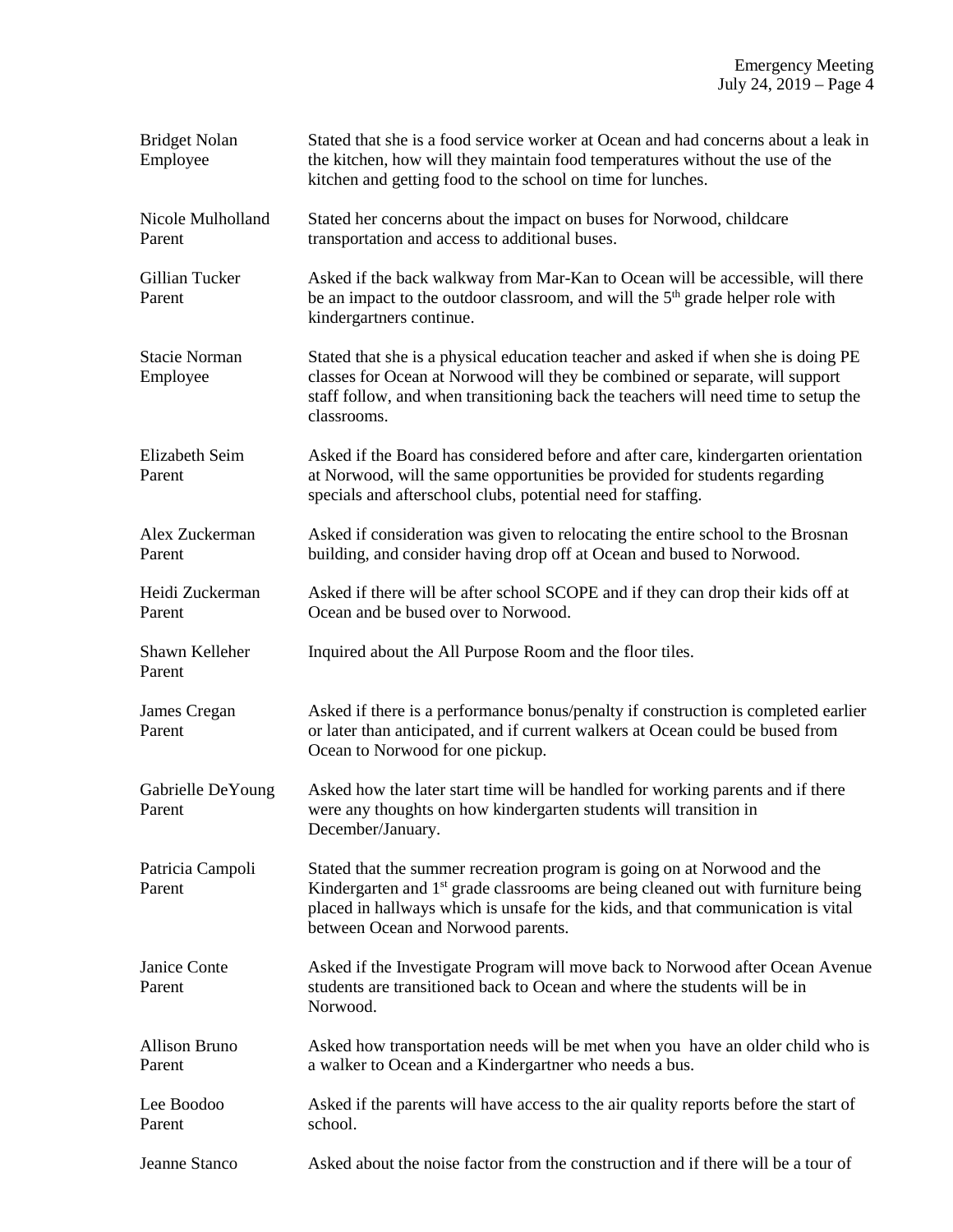| | |
|---|---|
| Bridget Nolan<br>Employee | Stated that she is a food service worker at Ocean and had concerns about a leak in the kitchen, how will they maintain food temperatures without the use of the kitchen and getting food to the school on time for lunches. |
| Nicole Mulholland<br>Parent | Stated her concerns about the impact on buses for Norwood, childcare transportation and access to additional buses. |
| Gillian Tucker<br>Parent | Asked if the back walkway from Mar-Kan to Ocean will be accessible, will there be an impact to the outdoor classroom, and will the 5th grade helper role with kindergartners continue. |
| Stacie Norman<br>Employee | Stated that she is a physical education teacher and asked if when she is doing PE classes for Ocean at Norwood will they be combined or separate, will support staff follow, and when transitioning back the teachers will need time to setup the classrooms. |
| Elizabeth Seim<br>Parent | Asked if the Board has considered before and after care, kindergarten orientation at Norwood, will the same opportunities be provided for students regarding specials and afterschool clubs, potential need for staffing. |
| Alex Zuckerman<br>Parent | Asked if consideration was given to relocating the entire school to the Brosnan building, and consider having drop off at Ocean and bused to Norwood. |
| Heidi Zuckerman<br>Parent | Asked if there will be after school SCOPE and if they can drop their kids off at Ocean and be bused over to Norwood. |
| Shawn Kelleher<br>Parent | Inquired about the All Purpose Room and the floor tiles. |
| James Cregan<br>Parent | Asked if there is a performance bonus/penalty if construction is completed earlier or later than anticipated, and if current walkers at Ocean could be bused from Ocean to Norwood for one pickup. |
| Gabrielle DeYoung<br>Parent | Asked how the later start time will be handled for working parents and if there were any thoughts on how kindergarten students will transition in December/January. |
| Patricia Campoli<br>Parent | Stated that the summer recreation program is going on at Norwood and the Kindergarten and 1st grade classrooms are being cleaned out with furniture being placed in hallways which is unsafe for the kids, and that communication is vital between Ocean and Norwood parents. |
| Janice Conte<br>Parent | Asked if the Investigate Program will move back to Norwood after Ocean Avenue students are transitioned back to Ocean and where the students will be in Norwood. |
| Allison Bruno<br>Parent | Asked how transportation needs will be met when you have an older child who is a walker to Ocean and a Kindergartner who needs a bus. |
| Lee Boodoo<br>Parent | Asked if the parents will have access to the air quality reports before the start of school. |
| Jeanne Stanco | Asked about the noise factor from the construction and if there will be a tour of |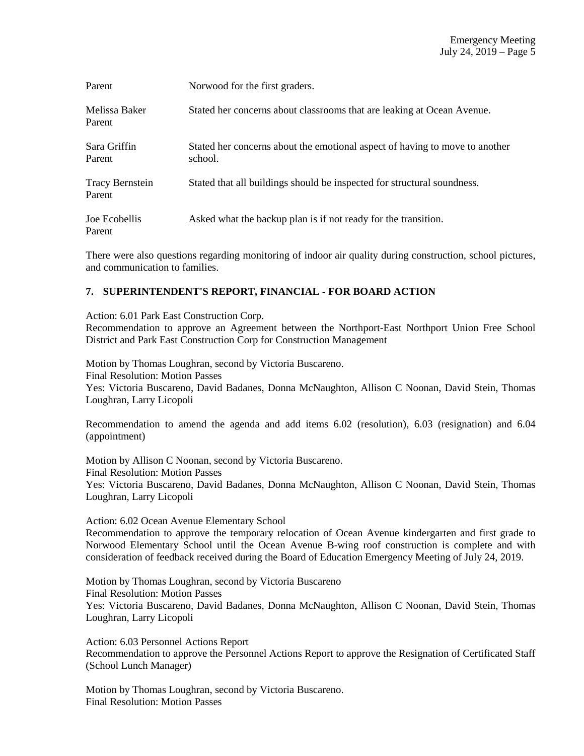| | |
|---|---|
| Parent | Norwood for the first graders. |
| Melissa Baker<br>Parent | Stated her concerns about classrooms that are leaking at Ocean Avenue. |
| Sara Griffin<br>Parent | Stated her concerns about the emotional aspect of having to move to another school. |
| Tracy Bernstein<br>Parent | Stated that all buildings should be inspected for structural soundness. |
| Joe Ecobellis<br>Parent | Asked what the backup plan is if not ready for the transition. |

There were also questions regarding monitoring of indoor air quality during construction, school pictures, and communication to families.

## 7. SUPERINTENDENT'S REPORT, FINANCIAL - FOR BOARD ACTION

Action: 6.01 Park East Construction Corp.
Recommendation to approve an Agreement between the Northport-East Northport Union Free School District and Park East Construction Corp for Construction Management

Motion by Thomas Loughran, second by Victoria Buscareno.
Final Resolution: Motion Passes
Yes: Victoria Buscareno, David Badanes, Donna McNaughton, Allison C Noonan, David Stein, Thomas Loughran, Larry Licopoli

Recommendation to amend the agenda and add items 6.02 (resolution), 6.03 (resignation) and 6.04 (appointment)

Motion by Allison C Noonan, second by Victoria Buscareno.
Final Resolution: Motion Passes
Yes: Victoria Buscareno, David Badanes, Donna McNaughton, Allison C Noonan, David Stein, Thomas Loughran, Larry Licopoli

Action: 6.02 Ocean Avenue Elementary School
Recommendation to approve the temporary relocation of Ocean Avenue kindergarten and first grade to Norwood Elementary School until the Ocean Avenue B-wing roof construction is complete and with consideration of feedback received during the Board of Education Emergency Meeting of July 24, 2019.

Motion by Thomas Loughran, second by Victoria Buscareno
Final Resolution: Motion Passes
Yes: Victoria Buscareno, David Badanes, Donna McNaughton, Allison C Noonan, David Stein, Thomas Loughran, Larry Licopoli

Action: 6.03 Personnel Actions Report
Recommendation to approve the Personnel Actions Report to approve the Resignation of Certificated Staff (School Lunch Manager)

Motion by Thomas Loughran, second by Victoria Buscareno.
Final Resolution: Motion Passes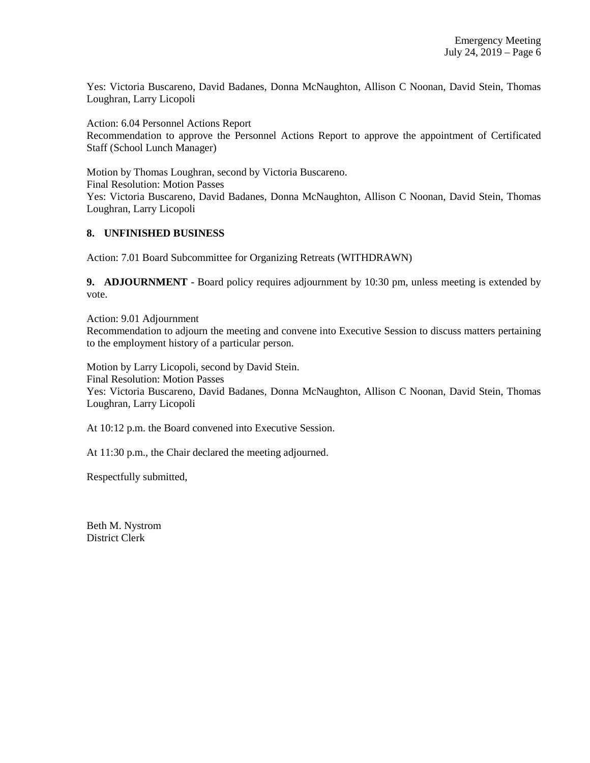Yes: Victoria Buscareno, David Badanes, Donna McNaughton, Allison C Noonan, David Stein, Thomas Loughran, Larry Licopoli

Action: 6.04 Personnel Actions Report
Recommendation to approve the Personnel Actions Report to approve the appointment of Certificated Staff (School Lunch Manager)

Motion by Thomas Loughran, second by Victoria Buscareno.
Final Resolution: Motion Passes
Yes: Victoria Buscareno, David Badanes, Donna McNaughton, Allison C Noonan, David Stein, Thomas Loughran, Larry Licopoli

**8. UNFINISHED BUSINESS**

Action: 7.01 Board Subcommittee for Organizing Retreats (WITHDRAWN)

**9. ADJOURNMENT** - Board policy requires adjournment by 10:30 pm, unless meeting is extended by vote.

Action: 9.01 Adjournment
Recommendation to adjourn the meeting and convene into Executive Session to discuss matters pertaining to the employment history of a particular person.

Motion by Larry Licopoli, second by David Stein.
Final Resolution: Motion Passes
Yes: Victoria Buscareno, David Badanes, Donna McNaughton, Allison C Noonan, David Stein, Thomas Loughran, Larry Licopoli

At 10:12 p.m. the Board convened into Executive Session.

At 11:30 p.m., the Chair declared the meeting adjourned.

Respectfully submitted,

Beth M. Nystrom
District Clerk